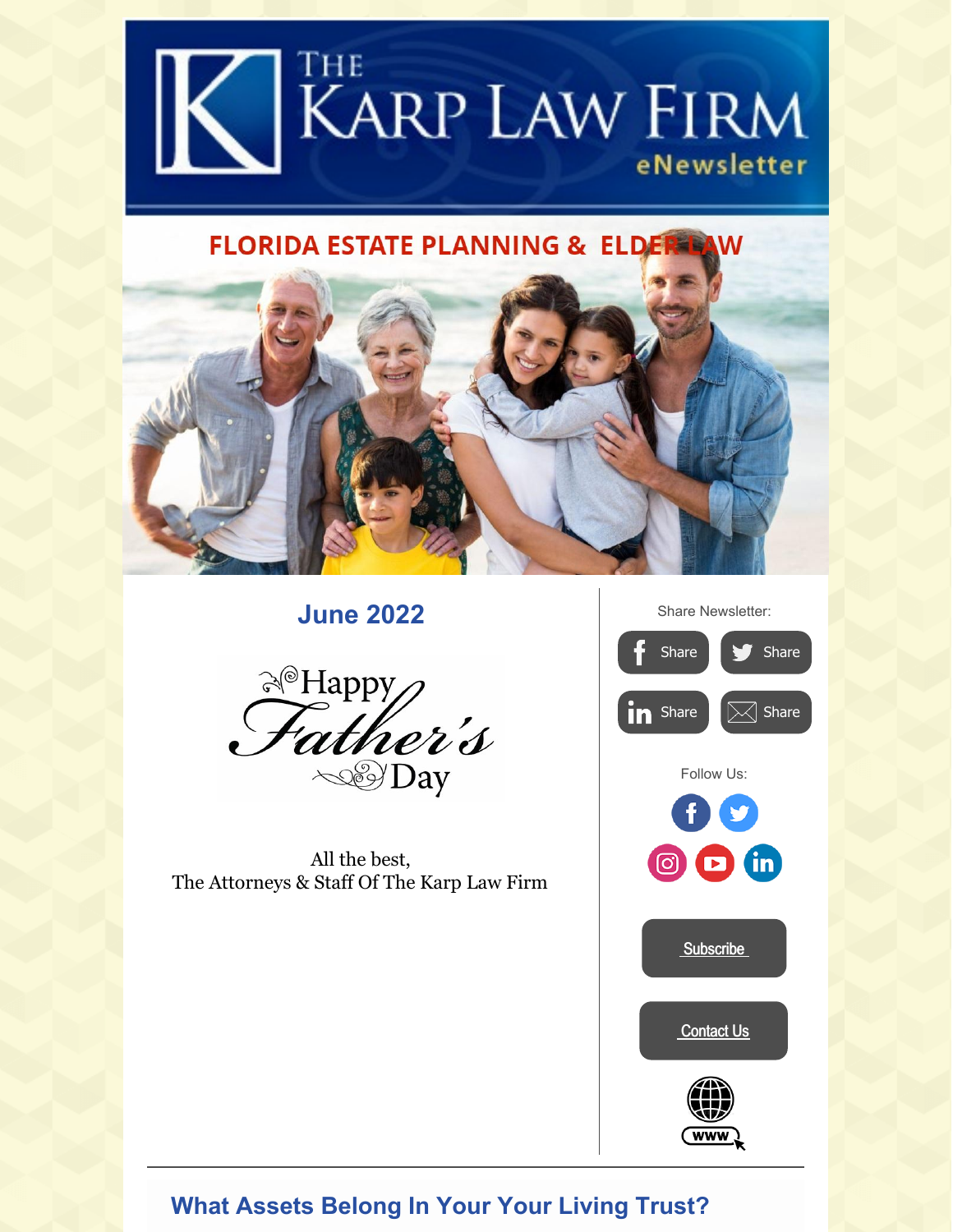# THE KARP LAW FIRM eNewsletter

## FLORIDA ESTATE PLANNING & ELDER LAW

## June 2022

Happy Father's Day

All the best,
The Attorneys & Staff Of The Karp Law Firm

Share Newsletter:

Share Share

Share Share

Follow Us:

Subscribe

Contact Us

## What Assets Belong In Your Your Living Trust?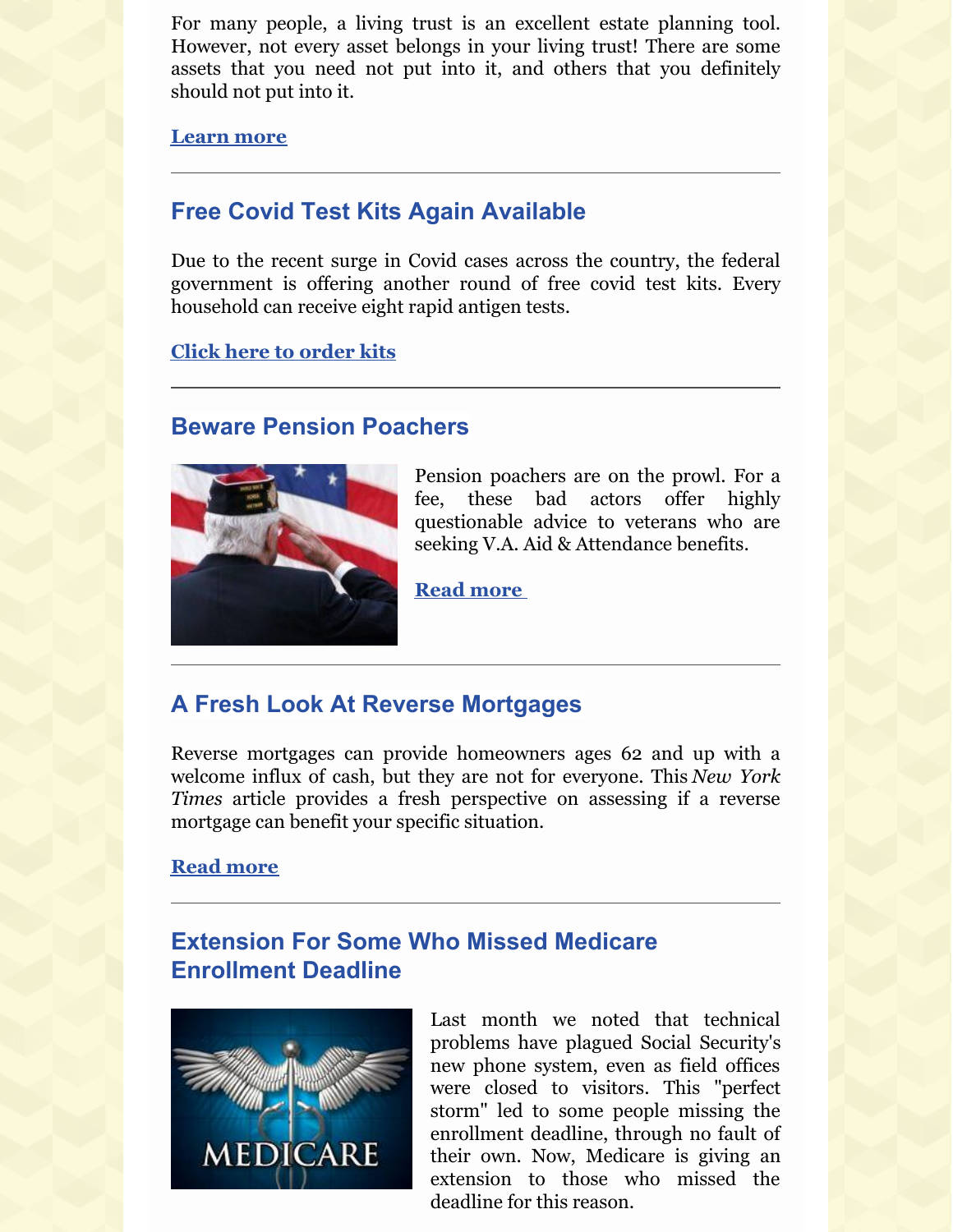For many people, a living trust is an excellent estate planning tool. However, not every asset belongs in your living trust! There are some assets that you need not put into it, and others that you definitely should not put into it.

**Learn more**

---

## Free Covid Test Kits Again Available

Due to the recent surge in Covid cases across the country, the federal government is offering another round of free covid test kits. Every household can receive eight rapid antigen tests.

**Click here to order kits**

---

## Beware Pension Poachers

Pension poachers are on the prowl. For a fee, these bad actors offer highly questionable advice to veterans who are seeking V.A. Aid & Attendance benefits.

**Read more**

---

## A Fresh Look At Reverse Mortgages

Reverse mortgages can provide homeowners ages 62 and up with a welcome influx of cash, but they are not for everyone. This *New York Times* article provides a fresh perspective on assessing if a reverse mortgage can benefit your specific situation.

**Read more**

---

## Extension For Some Who Missed Medicare Enrollment Deadline

Last month we noted that technical problems have plagued Social Security's new phone system, even as field offices were closed to visitors. This "perfect storm" led to some people missing the enrollment deadline, through no fault of their own. Now, Medicare is giving an extension to those who missed the deadline for this reason.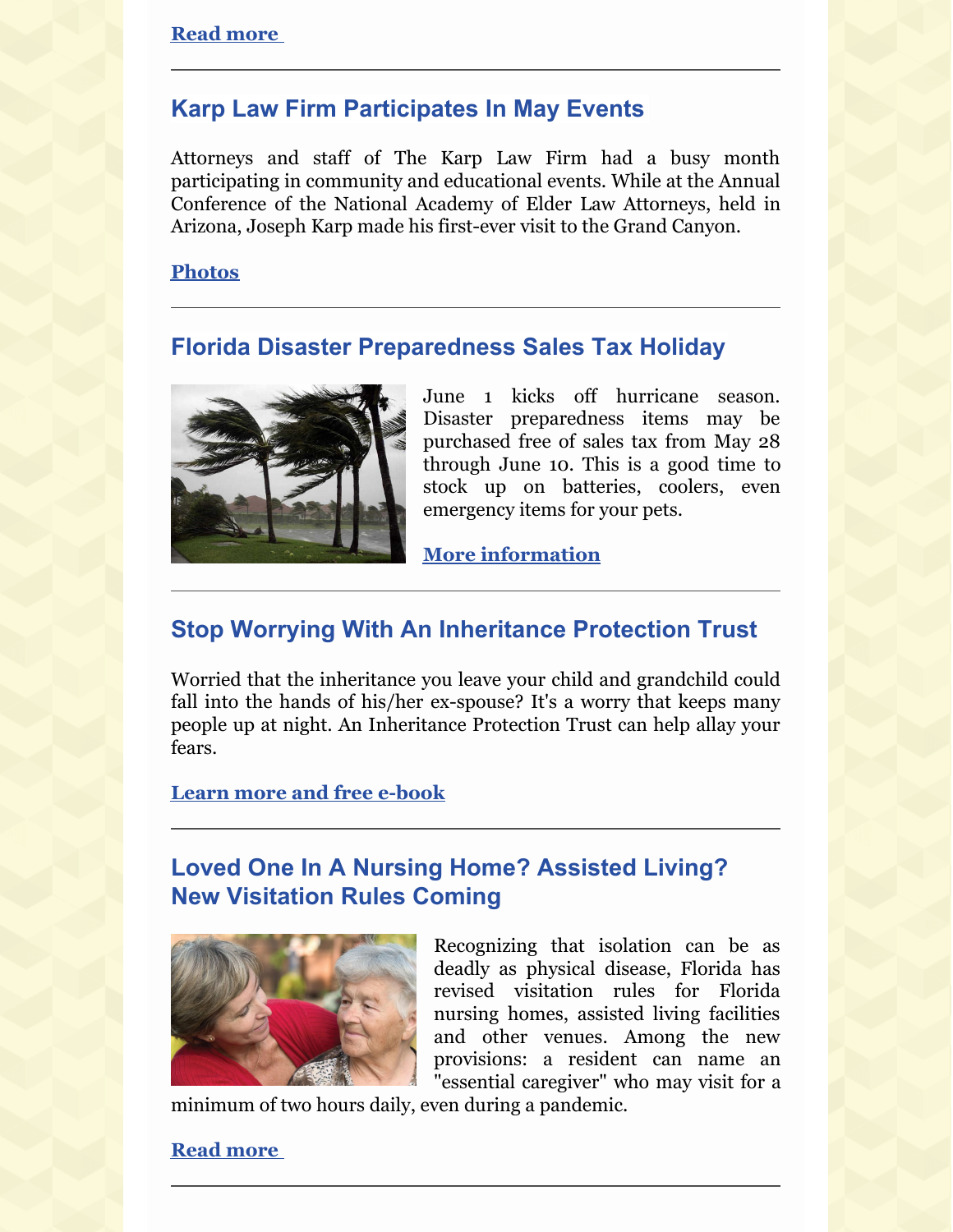**Read more**

---

## Karp Law Firm Participates In May Events

Attorneys and staff of The Karp Law Firm had a busy month participating in community and educational events. While at the Annual Conference of the National Academy of Elder Law Attorneys, held in Arizona, Joseph Karp made his first-ever visit to the Grand Canyon.

**Photos**

---

## Florida Disaster Preparedness Sales Tax Holiday

June 1 kicks off hurricane season. Disaster preparedness items may be purchased free of sales tax from May 28 through June 10. This is a good time to stock up on batteries, coolers, even emergency items for your pets.

**More information**

---

## Stop Worrying With An Inheritance Protection Trust

Worried that the inheritance you leave your child and grandchild could fall into the hands of his/her ex-spouse? It's a worry that keeps many people up at night. An Inheritance Protection Trust can help allay your fears.

**Learn more and free e-book**

---

## Loved One In A Nursing Home? Assisted Living? New Visitation Rules Coming

Recognizing that isolation can be as deadly as physical disease, Florida has revised visitation rules for Florida nursing homes, assisted living facilities and other venues. Among the new provisions: a resident can name an "essential caregiver" who may visit for a minimum of two hours daily, even during a pandemic.

**Read more**

---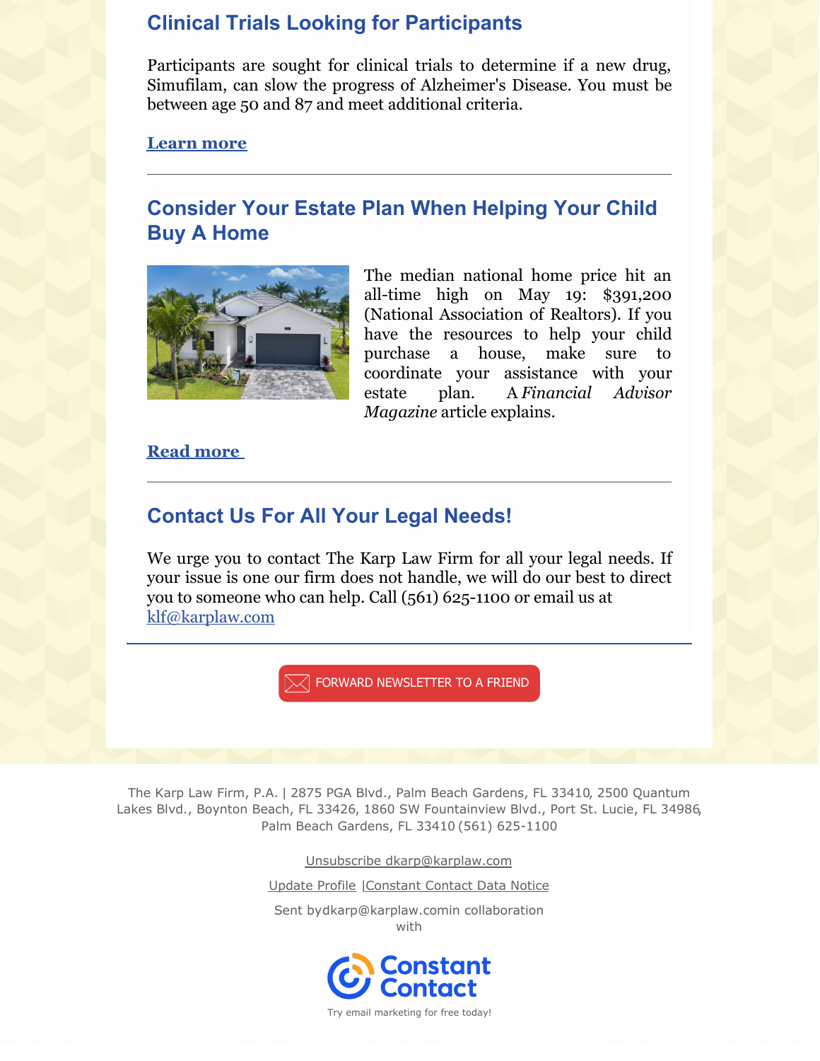## Clinical Trials Looking for Participants

Participants are sought for clinical trials to determine if a new drug, Simufilam, can slow the progress of Alzheimer's Disease. You must be between age 50 and 87 and meet additional criteria.

**Learn more**

---

## Consider Your Estate Plan When Helping Your Child Buy A Home

The median national home price hit an all-time high on May 19: $391,200 (National Association of Realtors). If you have the resources to help your child purchase a house, make sure to coordinate your assistance with your estate plan. A *Financial Advisor Magazine* article explains.

**Read more**

---

## Contact Us For All Your Legal Needs!

We urge you to contact The Karp Law Firm for all your legal needs. If your issue is one our firm does not handle, we will do our best to direct you to someone who can help. Call (561) 625-1100 or email us at klf@karplaw.com

FORWARD NEWSLETTER TO A FRIEND

The Karp Law Firm, P.A. | 2875 PGA Blvd., Palm Beach Gardens, FL 33410, 2500 Quantum Lakes Blvd., Boynton Beach, FL 33426, 1860 SW Fountainview Blvd., Port St. Lucie, FL 34986, Palm Beach Gardens, FL 33410 (561) 625-1100

Unsubscribe dkarp@karplaw.com

Update Profile | Constant Contact Data Notice

Sent by dkarp@karplaw.com in collaboration with

Constant Contact

Try email marketing for free today!